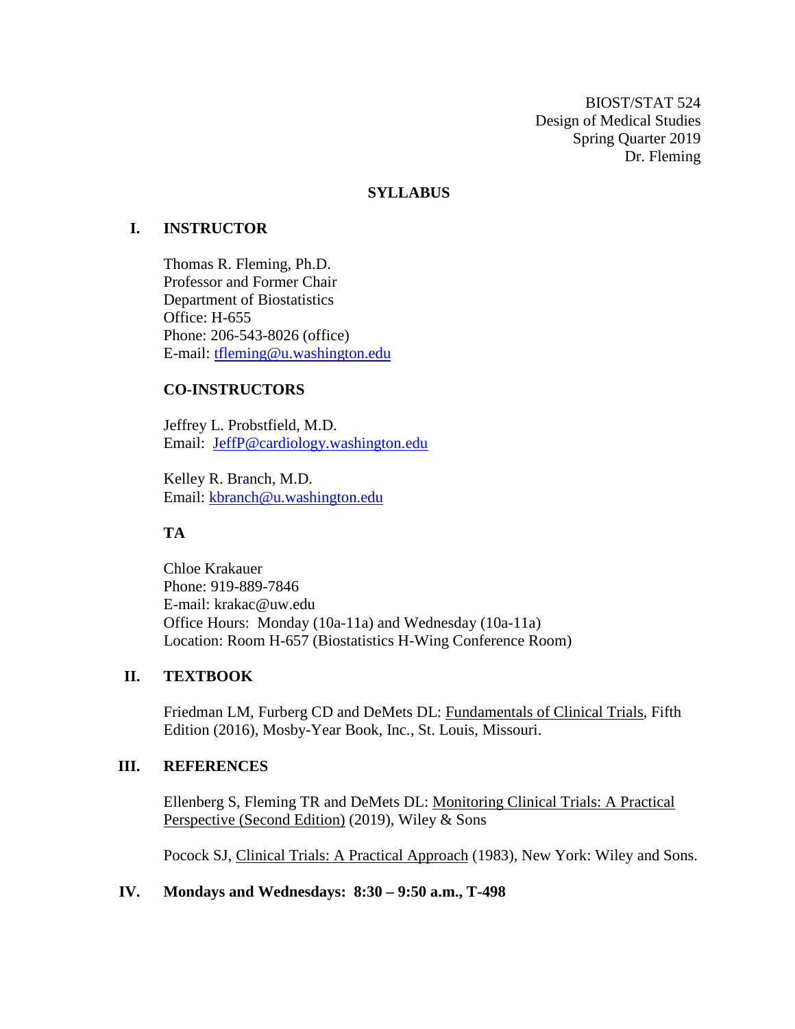BIOST/STAT 524
Design of Medical Studies
Spring Quarter 2019
Dr. Fleming

# SYLLABUS

## I. INSTRUCTOR

Thomas R. Fleming, Ph.D.
Professor and Former Chair
Department of Biostatistics
Office: H-655
Phone: 206-543-8026 (office)
E-mail: tfleming@u.washington.edu

### CO-INSTRUCTORS

Jeffrey L. Probstfield, M.D.
Email: JeffP@cardiology.washington.edu

Kelley R. Branch, M.D.
Email: kbranch@u.washington.edu

### TA

Chloe Krakauer
Phone: 919-889-7846
E-mail: krakac@uw.edu
Office Hours: Monday (10a-11a) and Wednesday (10a-11a)
Location: Room H-657 (Biostatistics H-Wing Conference Room)

## II. TEXTBOOK

Friedman LM, Furberg CD and DeMets DL: Fundamentals of Clinical Trials, Fifth Edition (2016), Mosby-Year Book, Inc., St. Louis, Missouri.

## III. REFERENCES

Ellenberg S, Fleming TR and DeMets DL: Monitoring Clinical Trials: A Practical Perspective (Second Edition) (2019), Wiley & Sons

Pocock SJ, Clinical Trials: A Practical Approach (1983), New York: Wiley and Sons.

## IV. Mondays and Wednesdays: 8:30 – 9:50 a.m., T-498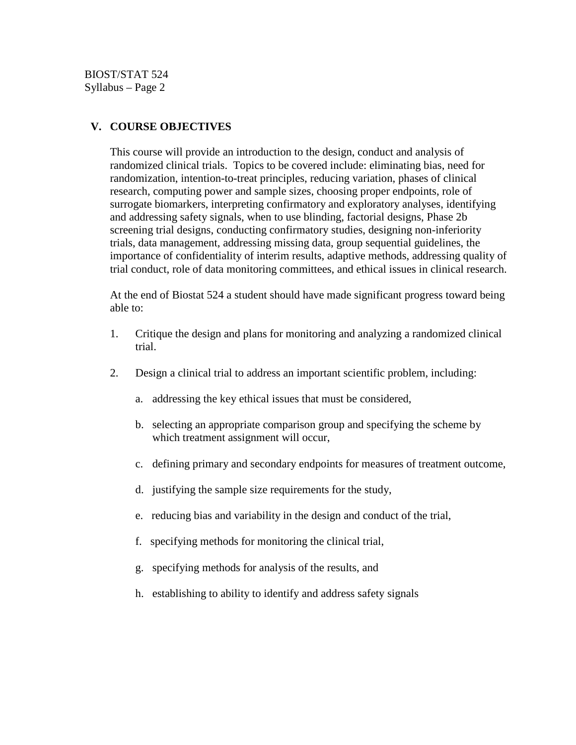## V. COURSE OBJECTIVES

This course will provide an introduction to the design, conduct and analysis of randomized clinical trials. Topics to be covered include: eliminating bias, need for randomization, intention-to-treat principles, reducing variation, phases of clinical research, computing power and sample sizes, choosing proper endpoints, role of surrogate biomarkers, interpreting confirmatory and exploratory analyses, identifying and addressing safety signals, when to use blinding, factorial designs, Phase 2b screening trial designs, conducting confirmatory studies, designing non-inferiority trials, data management, addressing missing data, group sequential guidelines, the importance of confidentiality of interim results, adaptive methods, addressing quality of trial conduct, role of data monitoring committees, and ethical issues in clinical research.

At the end of Biostat 524 a student should have made significant progress toward being able to:

1. Critique the design and plans for monitoring and analyzing a randomized clinical trial.

2. Design a clinical trial to address an important scientific problem, including:

   a. addressing the key ethical issues that must be considered,

   b. selecting an appropriate comparison group and specifying the scheme by which treatment assignment will occur,

   c. defining primary and secondary endpoints for measures of treatment outcome,

   d. justifying the sample size requirements for the study,

   e. reducing bias and variability in the design and conduct of the trial,

   f. specifying methods for monitoring the clinical trial,

   g. specifying methods for analysis of the results, and

   h. establishing to ability to identify and address safety signals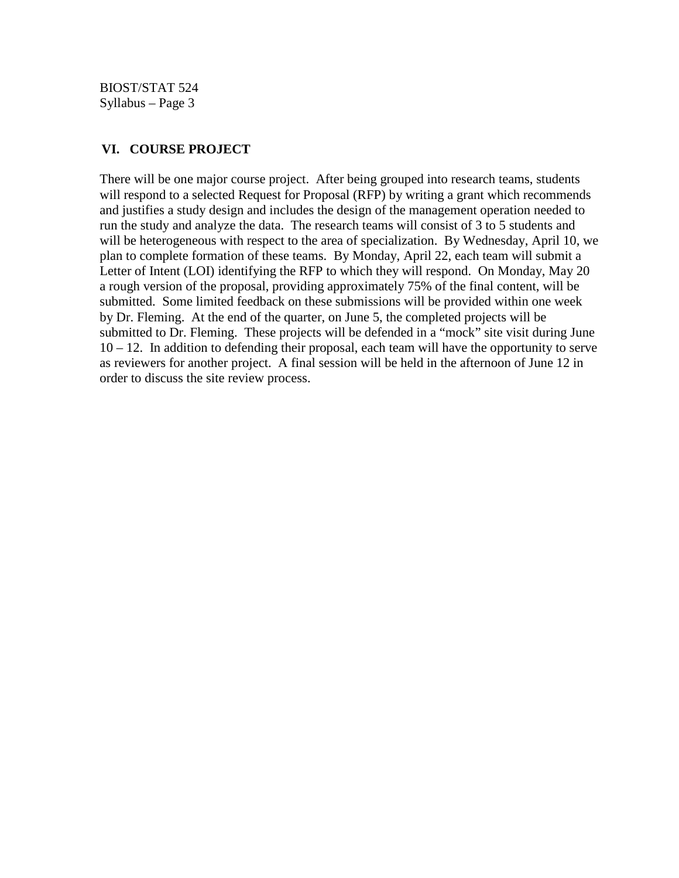## VI. COURSE PROJECT

There will be one major course project. After being grouped into research teams, students will respond to a selected Request for Proposal (RFP) by writing a grant which recommends and justifies a study design and includes the design of the management operation needed to run the study and analyze the data. The research teams will consist of 3 to 5 students and will be heterogeneous with respect to the area of specialization. By Wednesday, April 10, we plan to complete formation of these teams. By Monday, April 22, each team will submit a Letter of Intent (LOI) identifying the RFP to which they will respond. On Monday, May 20 a rough version of the proposal, providing approximately 75% of the final content, will be submitted. Some limited feedback on these submissions will be provided within one week by Dr. Fleming. At the end of the quarter, on June 5, the completed projects will be submitted to Dr. Fleming. These projects will be defended in a "mock" site visit during June 10 – 12. In addition to defending their proposal, each team will have the opportunity to serve as reviewers for another project. A final session will be held in the afternoon of June 12 in order to discuss the site review process.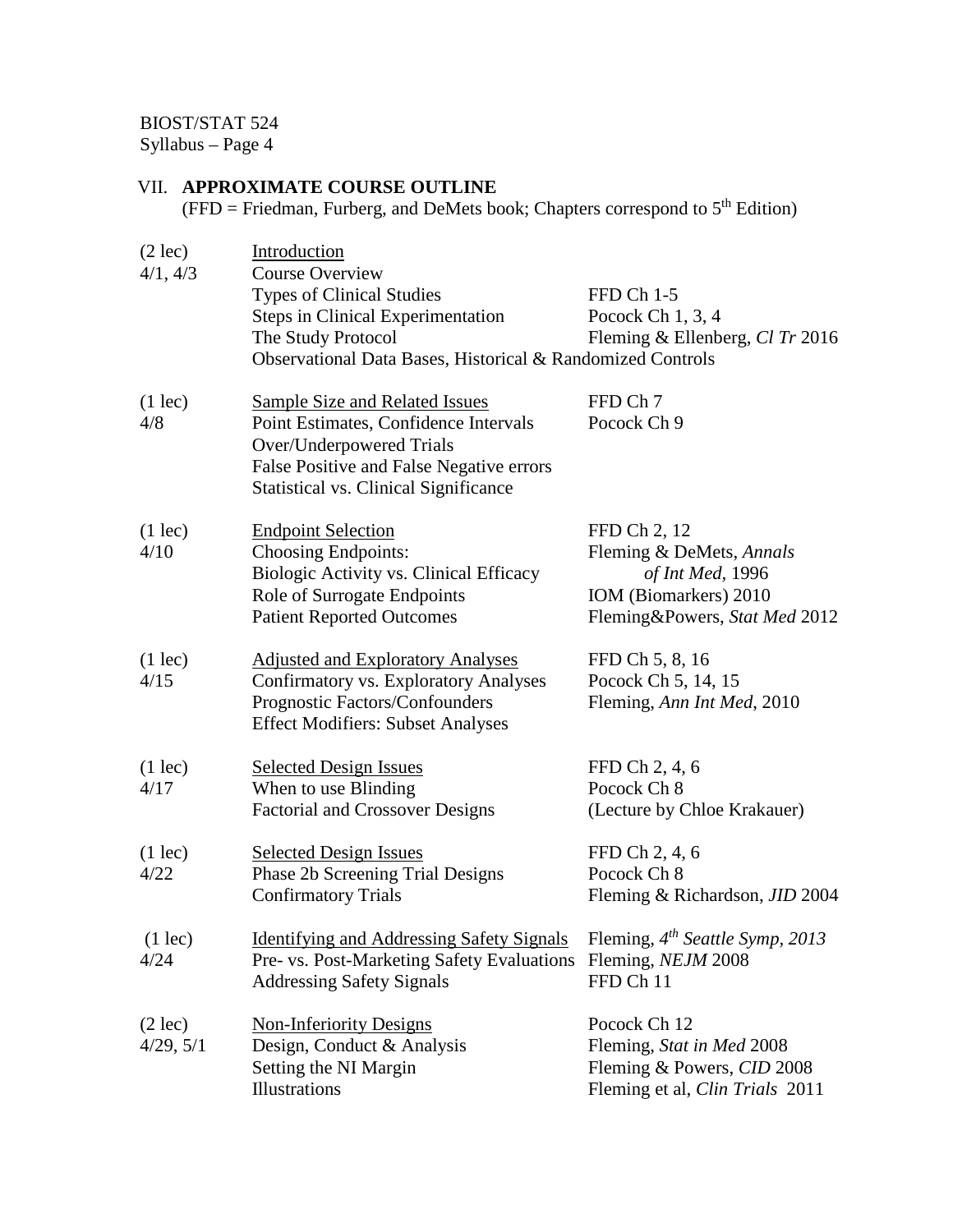## VII. **APPROXIMATE COURSE OUTLINE**

(FFD = Friedman, Furberg, and DeMets book; Chapters correspond to 5th Edition)

| Lectures / Dates | Topic | Readings |
|---|---|---|
| (2 lec) 4/1, 4/3 | Introduction<br>Course Overview<br>Types of Clinical Studies<br>Steps in Clinical Experimentation<br>The Study Protocol<br>Observational Data Bases, Historical & Randomized Controls | FFD Ch 1-5<br>Pocock Ch 1, 3, 4<br>Fleming & Ellenberg, *Cl Tr* 2016 |
| (1 lec) 4/8 | Sample Size and Related Issues<br>Point Estimates, Confidence Intervals<br>Over/Underpowered Trials<br>False Positive and False Negative errors<br>Statistical vs. Clinical Significance | FFD Ch 7<br>Pocock Ch 9 |
| (1 lec) 4/10 | Endpoint Selection<br>Choosing Endpoints:<br>Biologic Activity vs. Clinical Efficacy<br>Role of Surrogate Endpoints<br>Patient Reported Outcomes | FFD Ch 2, 12<br>Fleming & DeMets, *Annals of Int Med*, 1996<br>IOM (Biomarkers) 2010<br>Fleming&Powers, *Stat Med* 2012 |
| (1 lec) 4/15 | Adjusted and Exploratory Analyses<br>Confirmatory vs. Exploratory Analyses<br>Prognostic Factors/Confounders<br>Effect Modifiers: Subset Analyses | FFD Ch 5, 8, 16<br>Pocock Ch 5, 14, 15<br>Fleming, *Ann Int Med*, 2010 |
| (1 lec) 4/17 | Selected Design Issues<br>When to use Blinding<br>Factorial and Crossover Designs | FFD Ch 2, 4, 6<br>Pocock Ch 8<br>(Lecture by Chloe Krakauer) |
| (1 lec) 4/22 | Selected Design Issues<br>Phase 2b Screening Trial Designs<br>Confirmatory Trials | FFD Ch 2, 4, 6<br>Pocock Ch 8<br>Fleming & Richardson, *JID* 2004 |
| (1 lec) 4/24 | Identifying and Addressing Safety Signals<br>Pre- vs. Post-Marketing Safety Evaluations<br>Addressing Safety Signals | Fleming, *4th Seattle Symp, 2013*<br>Fleming, *NEJM* 2008<br>FFD Ch 11 |
| (2 lec) 4/29, 5/1 | Non-Inferiority Designs<br>Design, Conduct & Analysis<br>Setting the NI Margin<br>Illustrations | Pocock Ch 12<br>Fleming, *Stat in Med* 2008<br>Fleming & Powers, *CID* 2008<br>Fleming et al, *Clin Trials* 2011 |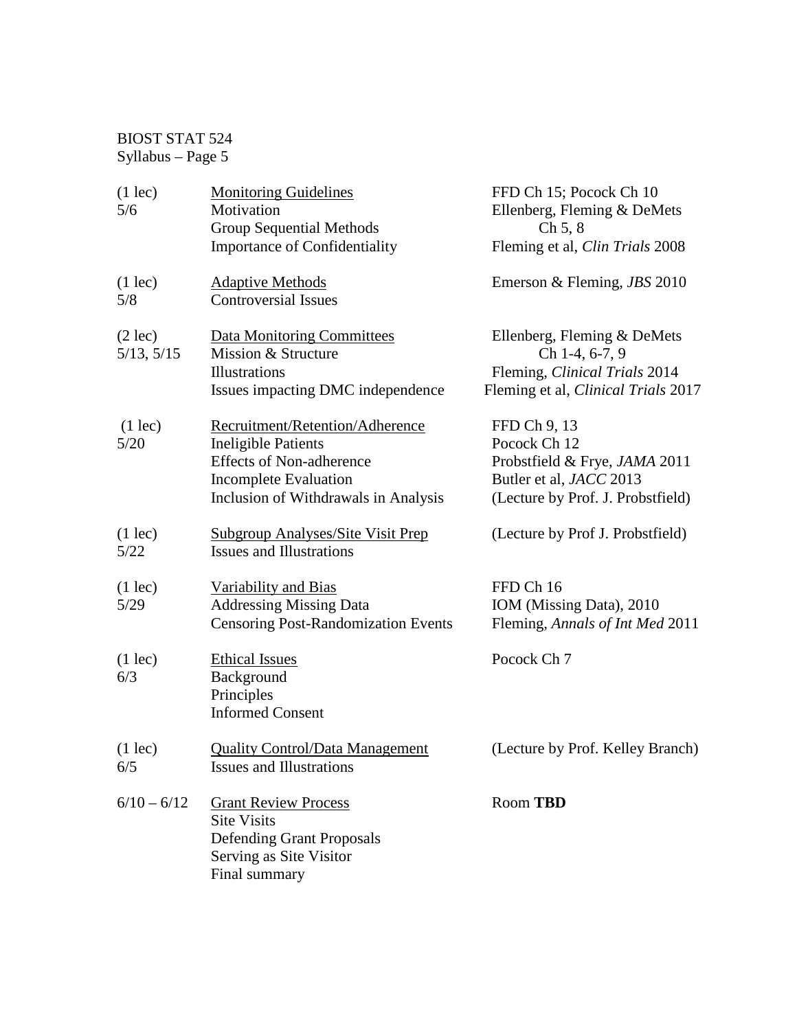BIOST STAT 524
Syllabus – Page 5

| | | |
|---|---|---|
| (1 lec)<br>5/6 | <u>Monitoring Guidelines</u><br>Motivation<br>Group Sequential Methods<br>Importance of Confidentiality | FFD Ch 15; Pocock Ch 10<br>Ellenberg, Fleming & DeMets Ch 5, 8<br>Fleming et al, *Clin Trials* 2008 |
| (1 lec)<br>5/8 | <u>Adaptive Methods</u><br>Controversial Issues | Emerson & Fleming, *JBS* 2010 |
| (2 lec)<br>5/13, 5/15 | <u>Data Monitoring Committees</u><br>Mission & Structure<br>Illustrations<br>Issues impacting DMC independence | Ellenberg, Fleming & DeMets Ch 1-4, 6-7, 9<br>Fleming, *Clinical Trials* 2014<br>Fleming et al, *Clinical Trials* 2017 |
| (1 lec)<br>5/20 | <u>Recruitment/Retention/Adherence</u><br>Ineligible Patients<br>Effects of Non-adherence<br>Incomplete Evaluation<br>Inclusion of Withdrawals in Analysis | FFD Ch 9, 13<br>Pocock Ch 12<br>Probstfield & Frye, *JAMA* 2011<br>Butler et al, *JACC* 2013<br>(Lecture by Prof. J. Probstfield) |
| (1 lec)<br>5/22 | <u>Subgroup Analyses/Site Visit Prep</u><br>Issues and Illustrations | (Lecture by Prof J. Probstfield) |
| (1 lec)<br>5/29 | <u>Variability and Bias</u><br>Addressing Missing Data<br>Censoring Post-Randomization Events | FFD Ch 16<br>IOM (Missing Data), 2010<br>Fleming, *Annals of Int Med* 2011 |
| (1 lec)<br>6/3 | <u>Ethical Issues</u><br>Background<br>Principles<br>Informed Consent | Pocock Ch 7 |
| (1 lec)<br>6/5 | <u>Quality Control/Data Management</u><br>Issues and Illustrations | (Lecture by Prof. Kelley Branch) |
| 6/10 – 6/12 | <u>Grant Review Process</u><br>Site Visits<br>Defending Grant Proposals<br>Serving as Site Visitor<br>Final summary | Room **TBD** |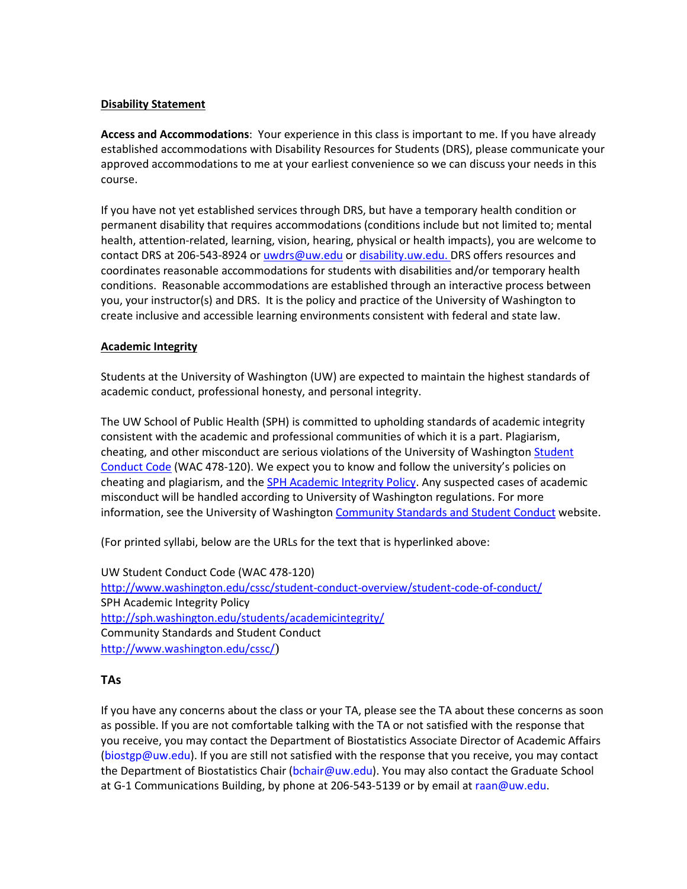## Disability Statement

**Access and Accommodations**: Your experience in this class is important to me. If you have already established accommodations with Disability Resources for Students (DRS), please communicate your approved accommodations to me at your earliest convenience so we can discuss your needs in this course.

If you have not yet established services through DRS, but have a temporary health condition or permanent disability that requires accommodations (conditions include but not limited to; mental health, attention-related, learning, vision, hearing, physical or health impacts), you are welcome to contact DRS at 206-543-8924 or uwdrs@uw.edu or disability.uw.edu. DRS offers resources and coordinates reasonable accommodations for students with disabilities and/or temporary health conditions. Reasonable accommodations are established through an interactive process between you, your instructor(s) and DRS. It is the policy and practice of the University of Washington to create inclusive and accessible learning environments consistent with federal and state law.

## Academic Integrity

Students at the University of Washington (UW) are expected to maintain the highest standards of academic conduct, professional honesty, and personal integrity.

The UW School of Public Health (SPH) is committed to upholding standards of academic integrity consistent with the academic and professional communities of which it is a part. Plagiarism, cheating, and other misconduct are serious violations of the University of Washington Student Conduct Code (WAC 478-120). We expect you to know and follow the university's policies on cheating and plagiarism, and the SPH Academic Integrity Policy. Any suspected cases of academic misconduct will be handled according to University of Washington regulations. For more information, see the University of Washington Community Standards and Student Conduct website.

(For printed syllabi, below are the URLs for the text that is hyperlinked above:

UW Student Conduct Code (WAC 478-120)
http://www.washington.edu/cssc/student-conduct-overview/student-code-of-conduct/
SPH Academic Integrity Policy
http://sph.washington.edu/students/academicintegrity/
Community Standards and Student Conduct
http://www.washington.edu/cssc/)

## TAs

If you have any concerns about the class or your TA, please see the TA about these concerns as soon as possible. If you are not comfortable talking with the TA or not satisfied with the response that you receive, you may contact the Department of Biostatistics Associate Director of Academic Affairs (biostgp@uw.edu). If you are still not satisfied with the response that you receive, you may contact the Department of Biostatistics Chair (bchair@uw.edu). You may also contact the Graduate School at G-1 Communications Building, by phone at 206-543-5139 or by email at raan@uw.edu.